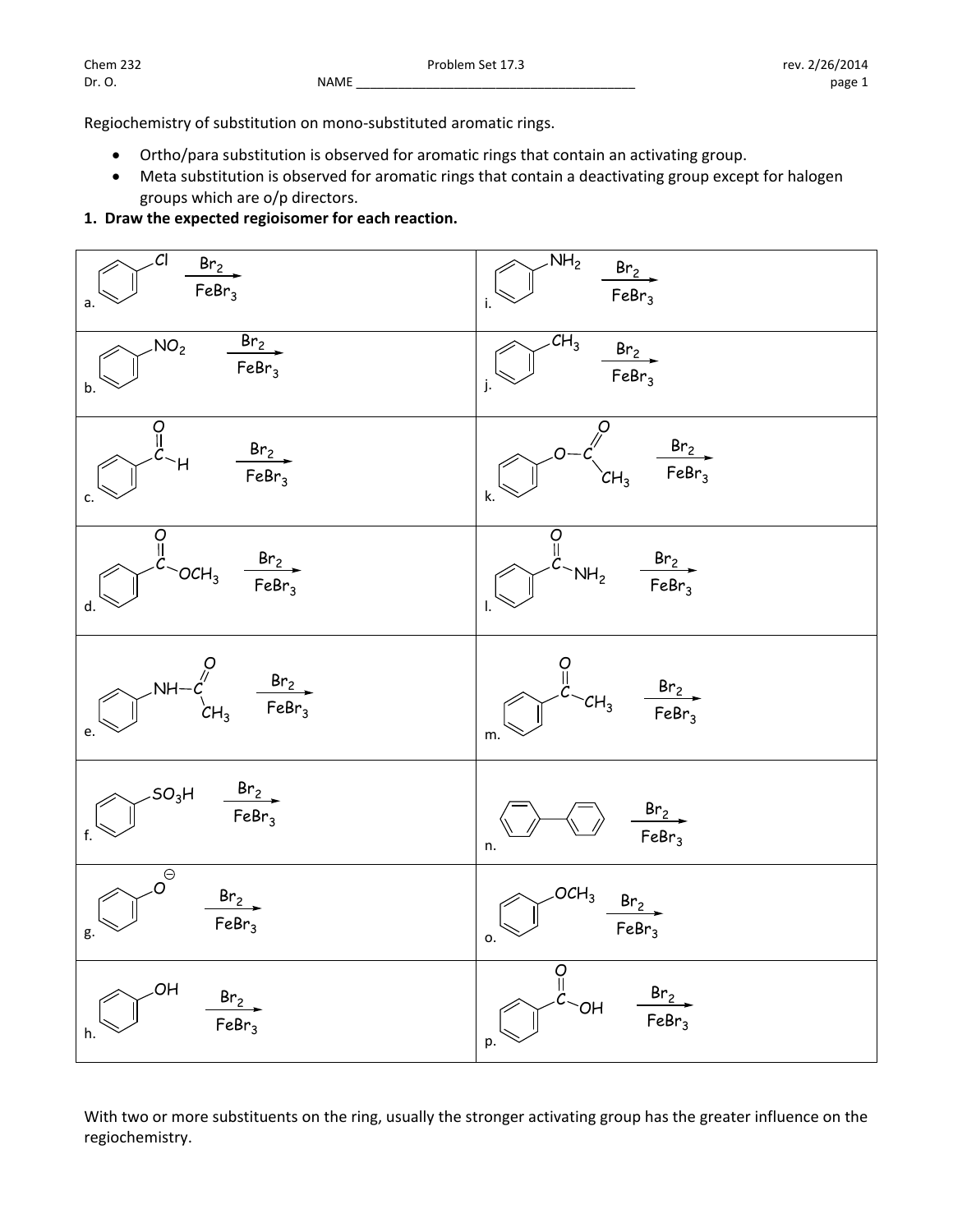Regiochemistry of substitution on mono-substituted aromatic rings.

- Ortho/para substitution is observed for aromatic rings that contain an activating group.
- Meta substitution is observed for aromatic rings that contain a deactivating group except for halogen groups which are o/p directors.

**1. Draw the expected regioisomer for each reaction.**

| | |
|---|---|
| a. $C_6H_5$–Cl $\xrightarrow[FeBr_3]{Br_2}$ | i. $C_6H_5$–$NH_2$ $\xrightarrow[FeBr_3]{Br_2}$ |
| b. $C_6H_5$–$NO_2$ $\xrightarrow[FeBr_3]{Br_2}$ | j. $C_6H_5$–$CH_3$ $\xrightarrow[FeBr_3]{Br_2}$ |
| c. $C_6H_5$–C(=O)–H $\xrightarrow[FeBr_3]{Br_2}$ | k. $C_6H_5$–O–C(=O)–$CH_3$ $\xrightarrow[FeBr_3]{Br_2}$ |
| d. $C_6H_5$–C(=O)–$OCH_3$ $\xrightarrow[FeBr_3]{Br_2}$ | l. $C_6H_5$–C(=O)–$NH_2$ $\xrightarrow[FeBr_3]{Br_2}$ |
| e. $C_6H_5$–NH–C(=O)–$CH_3$ $\xrightarrow[FeBr_3]{Br_2}$ | m. $C_6H_5$–C(=O)–$CH_3$ $\xrightarrow[FeBr_3]{Br_2}$ |
| f. $C_6H_5$–$SO_3H$ $\xrightarrow[FeBr_3]{Br_2}$ | n. $C_6H_5$–$C_6H_5$ $\xrightarrow[FeBr_3]{Br_2}$ |
| g. $C_6H_5$–$O^{\ominus}$ $\xrightarrow[FeBr_3]{Br_2}$ | o. $C_6H_5$–$OCH_3$ $\xrightarrow[FeBr_3]{Br_2}$ |
| h. $C_6H_5$–OH $\xrightarrow[FeBr_3]{Br_2}$ | p. $C_6H_5$–C(=O)–OH $\xrightarrow[FeBr_3]{Br_2}$ |

With two or more substituents on the ring, usually the stronger activating group has the greater influence on the regiochemistry.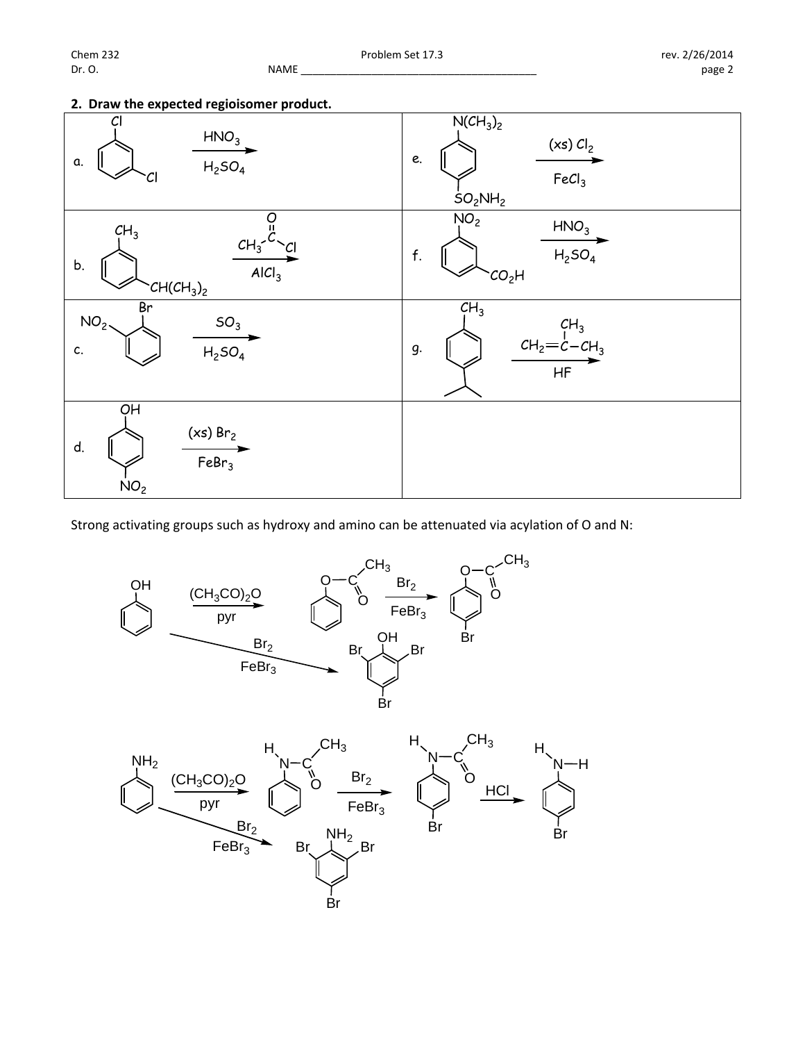## 2. Draw the expected regioisomer product.

| | |
|---|---|
| a. 1,3-dichlorobenzene (Cl, Cl) $\xrightarrow[H_2SO_4]{HNO_3}$ | e. $N(CH_3)_2$ / $SO_2NH_2$ (para) $\xrightarrow[FeCl_3]{(xs)\ Cl_2}$ |
| b. $CH_3$ / $CH(CH_3)_2$ (meta) $\xrightarrow[AlCl_3]{CH_3C(O)Cl}$ | f. $NO_2$ / $CO_2H$ (meta) $\xrightarrow[H_2SO_4]{HNO_3}$ |
| c. $NO_2$ / Br (ortho) $\xrightarrow[H_2SO_4]{SO_3}$ | g. $CH_3$ / isopropyl (para) $\xrightarrow[HF]{CH_2{=}C(CH_3){-}CH_3}$ |
| d. OH / $NO_2$ (para) $\xrightarrow[FeBr_3]{(xs)\ Br_2}$ | |

Strong activating groups such as hydroxy and amino can be attenuated via acylation of O and N:

Phenol (OH) $\xrightarrow[pyr]{(CH_3CO)_2O}$ phenyl acetate ($O{-}C(O){-}CH_3$) $\xrightarrow[FeBr_3]{Br_2}$ 4-bromophenyl acetate (Br para)

Phenol (OH) $\xrightarrow[FeBr_3]{Br_2}$ 2,4,6-tribromophenol (OH; Br, Br, Br)

Aniline ($NH_2$) $\xrightarrow[pyr]{(CH_3CO)_2O}$ acetanilide ($H{-}N{-}C(O){-}CH_3$) $\xrightarrow[FeBr_3]{Br_2}$ 4-bromoacetanilide (Br para) $\xrightarrow{HCl}$ 4-bromoaniline ($H{-}N{-}H$; Br para)

Aniline ($NH_2$) $\xrightarrow[FeBr_3]{Br_2}$ 2,4,6-tribromoaniline ($NH_2$; Br, Br, Br)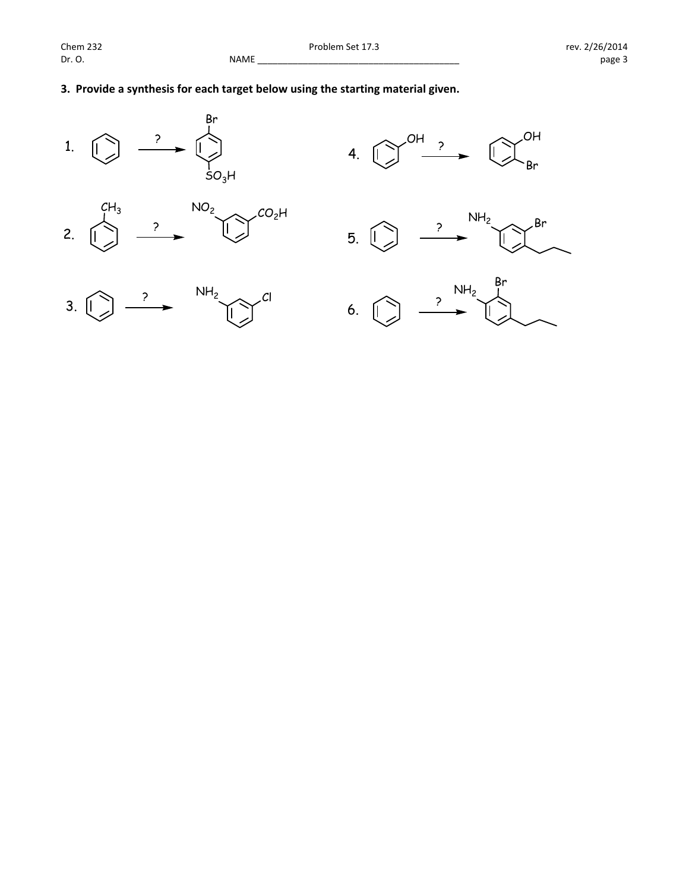**3. Provide a synthesis for each target below using the starting material given.**

1. ? →

2. ? →

3. ? →

4. ? →

5. ? →

6. ? →